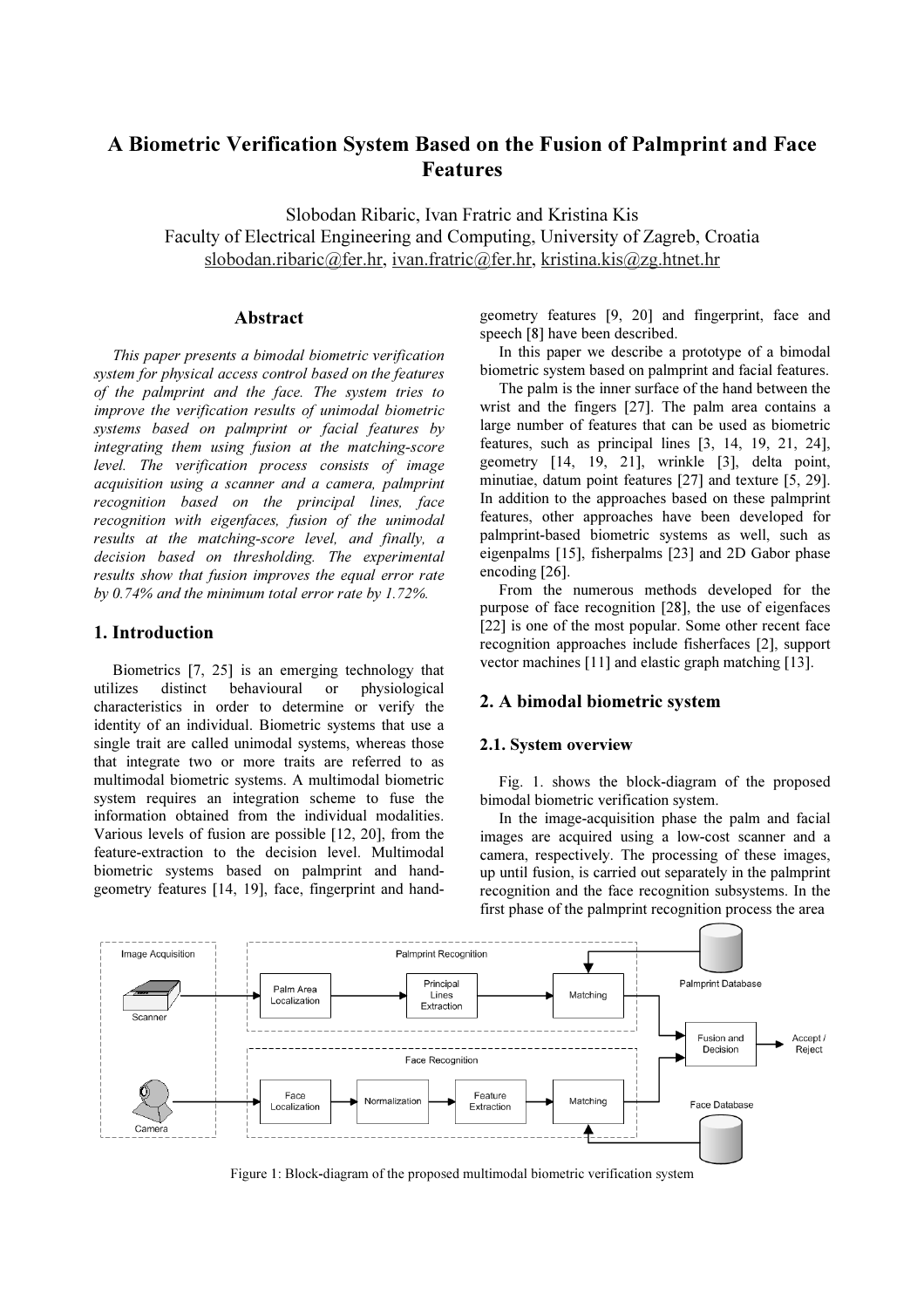# A Biometric Verification System Based on the Fusion of Palmprint and Face Features

Slobodan Ribaric, Ivan Fratric and Kristina Kis
Faculty of Electrical Engineering and Computing, University of Zagreb, Croatia
slobodan.ribaric@fer.hr, ivan.fratric@fer.hr, kristina.kis@zg.htnet.hr

## Abstract

*This paper presents a bimodal biometric verification system for physical access control based on the features of the palmprint and the face. The system tries to improve the verification results of unimodal biometric systems based on palmprint or facial features by integrating them using fusion at the matching-score level. The verification process consists of image acquisition using a scanner and a camera, palmprint recognition based on the principal lines, face recognition with eigenfaces, fusion of the unimodal results at the matching-score level, and finally, a decision based on thresholding. The experimental results show that fusion improves the equal error rate by 0.74% and the minimum total error rate by 1.72%.*

## 1. Introduction

Biometrics [7, 25] is an emerging technology that utilizes distinct behavioural or physiological characteristics in order to determine or verify the identity of an individual. Biometric systems that use a single trait are called unimodal systems, whereas those that integrate two or more traits are referred to as multimodal biometric systems. A multimodal biometric system requires an integration scheme to fuse the information obtained from the individual modalities. Various levels of fusion are possible [12, 20], from the feature-extraction to the decision level. Multimodal biometric systems based on palmprint and hand-geometry features [14, 19], face, fingerprint and hand-geometry features [9, 20] and fingerprint, face and speech [8] have been described.

In this paper we describe a prototype of a bimodal biometric system based on palmprint and facial features.

The palm is the inner surface of the hand between the wrist and the fingers [27]. The palm area contains a large number of features that can be used as biometric features, such as principal lines [3, 14, 19, 21, 24], geometry [14, 19, 21], wrinkle [3], delta point, minutiae, datum point features [27] and texture [5, 29]. In addition to the approaches based on these palmprint features, other approaches have been developed for palmprint-based biometric systems as well, such as eigenpalms [15], fisherpalms [23] and 2D Gabor phase encoding [26].

From the numerous methods developed for the purpose of face recognition [28], the use of eigenfaces [22] is one of the most popular. Some other recent face recognition approaches include fisherfaces [2], support vector machines [11] and elastic graph matching [13].

## 2. A bimodal biometric system

### 2.1. System overview

Fig. 1. shows the block-diagram of the proposed bimodal biometric verification system.

In the image-acquisition phase the palm and facial images are acquired using a low-cost scanner and a camera, respectively. The processing of these images, up until fusion, is carried out separately in the palmprint recognition and the face recognition subsystems. In the first phase of the palmprint recognition process the area

Figure 1: Block-diagram of the proposed multimodal biometric verification system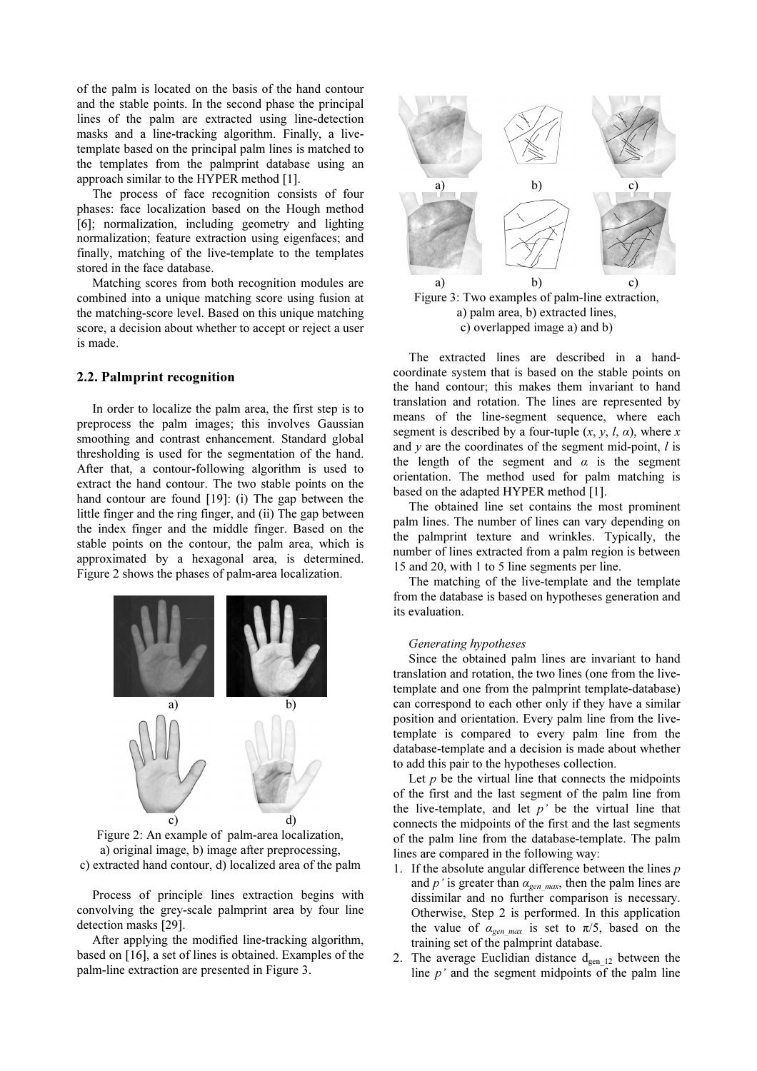of the palm is located on the basis of the hand contour and the stable points. In the second phase the principal lines of the palm are extracted using line-detection masks and a line-tracking algorithm. Finally, a live-template based on the principal palm lines is matched to the templates from the palmprint database using an approach similar to the HYPER method [1].

The process of face recognition consists of four phases: face localization based on the Hough method [6]; normalization, including geometry and lighting normalization; feature extraction using eigenfaces; and finally, matching of the live-template to the templates stored in the face database.

Matching scores from both recognition modules are combined into a unique matching score using fusion at the matching-score level. Based on this unique matching score, a decision about whether to accept or reject a user is made.

### 2.2. Palmprint recognition

In order to localize the palm area, the first step is to preprocess the palm images; this involves Gaussian smoothing and contrast enhancement. Standard global thresholding is used for the segmentation of the hand. After that, a contour-following algorithm is used to extract the hand contour. The two stable points on the hand contour are found [19]: (i) The gap between the little finger and the ring finger, and (ii) The gap between the index finger and the middle finger. Based on the stable points on the contour, the palm area, which is approximated by a hexagonal area, is determined. Figure 2 shows the phases of palm-area localization.

Figure 2: An example of palm-area localization, a) original image, b) image after preprocessing, c) extracted hand contour, d) localized area of the palm

Process of principle lines extraction begins with convolving the grey-scale palmprint area by four line detection masks [29].

After applying the modified line-tracking algorithm, based on [16], a set of lines is obtained. Examples of the palm-line extraction are presented in Figure 3.

Figure 3: Two examples of palm-line extraction, a) palm area, b) extracted lines, c) overlapped image a) and b)

The extracted lines are described in a hand-coordinate system that is based on the stable points on the hand contour; this makes them invariant to hand translation and rotation. The lines are represented by means of the line-segment sequence, where each segment is described by a four-tuple ($x$, $y$, $l$, $\alpha$), where $x$ and $y$ are the coordinates of the segment mid-point, $l$ is the length of the segment and $\alpha$ is the segment orientation. The method used for palm matching is based on the adapted HYPER method [1].

The obtained line set contains the most prominent palm lines. The number of lines can vary depending on the palmprint texture and wrinkles. Typically, the number of lines extracted from a palm region is between 15 and 20, with 1 to 5 line segments per line.

The matching of the live-template and the template from the database is based on hypotheses generation and its evaluation.

*Generating hypotheses*

Since the obtained palm lines are invariant to hand translation and rotation, the two lines (one from the live-template and one from the palmprint template-database) can correspond to each other only if they have a similar position and orientation. Every palm line from the live-template is compared to every palm line from the database-template and a decision is made about whether to add this pair to the hypotheses collection.

Let $p$ be the virtual line that connects the midpoints of the first and the last segment of the palm line from the live-template, and let $p'$ be the virtual line that connects the midpoints of the first and the last segments of the palm line from the database-template. The palm lines are compared in the following way:

1. If the absolute angular difference between the lines $p$ and $p'$ is greater than $\alpha_{gen\_max}$, then the palm lines are dissimilar and no further comparison is necessary. Otherwise, Step 2 is performed. In this application the value of $\alpha_{gen\_max}$ is set to $\pi/5$, based on the training set of the palmprint database.
2. The average Euclidian distance $d_{gen\_12}$ between the line $p'$ and the segment midpoints of the palm line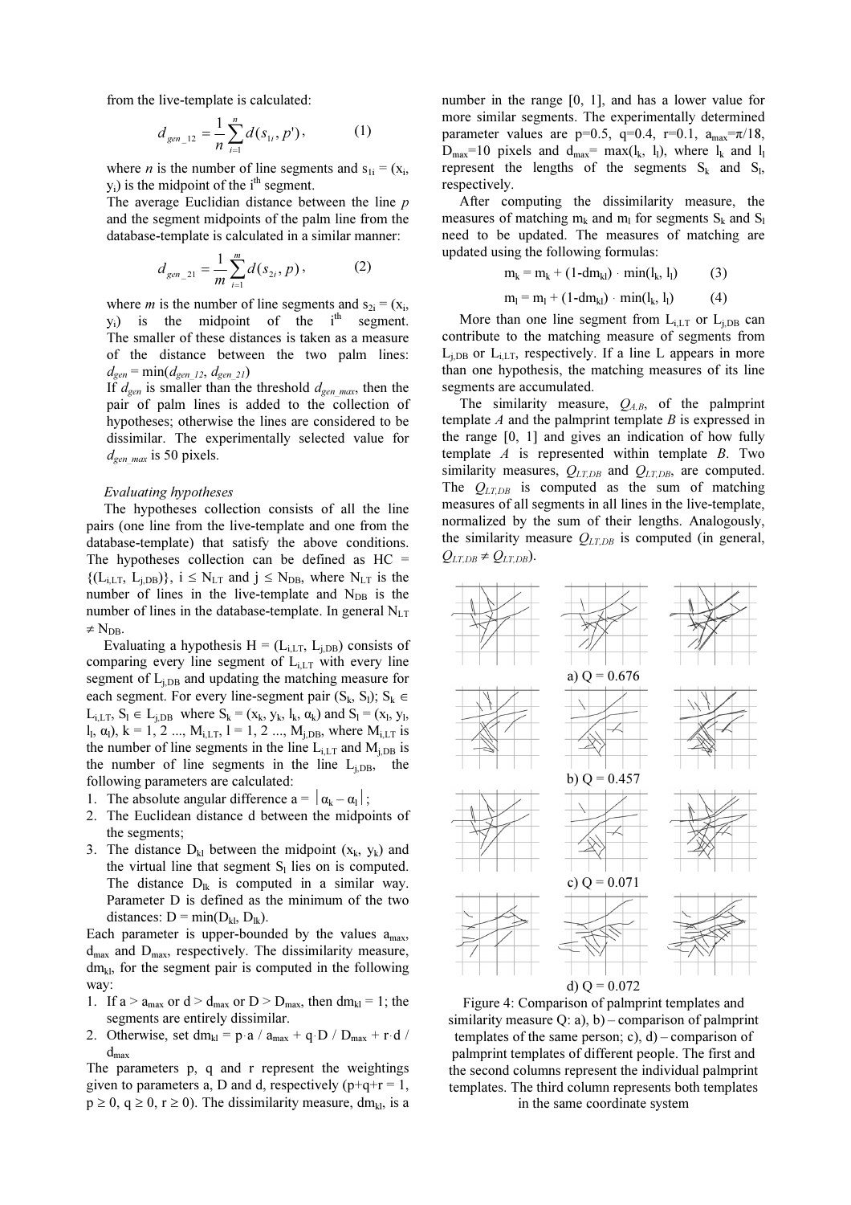from the live-template is calculated:

$$d_{gen\_12} = \frac{1}{n}\sum_{i=1}^{n} d(s_{1i}, p'), \qquad (1)$$

where $n$ is the number of line segments and $s_{1i} = (x_i, y_i)$ is the midpoint of the $i^{th}$ segment.

The average Euclidian distance between the line $p$ and the segment midpoints of the palm line from the database-template is calculated in a similar manner:

$$d_{gen\_21} = \frac{1}{m}\sum_{i=1}^{m} d(s_{2i}, p), \qquad (2)$$

where $m$ is the number of line segments and $s_{2i} = (x_i, y_i)$ is the midpoint of the $i^{th}$ segment. The smaller of these distances is taken as a measure of the distance between the two palm lines: $d_{gen} = \min(d_{gen\_12}, d_{gen\_21})$

If $d_{gen}$ is smaller than the threshold $d_{gen\_max}$, then the pair of palm lines is added to the collection of hypotheses; otherwise the lines are considered to be dissimilar. The experimentally selected value for $d_{gen\_max}$ is 50 pixels.

*Evaluating hypotheses*

The hypotheses collection consists of all the line pairs (one line from the live-template and one from the database-template) that satisfy the above conditions. The hypotheses collection can be defined as HC = $\{(L_{i,LT}, L_{j,DB})\}$, $i \leq N_{LT}$ and $j \leq N_{DB}$, where $N_{LT}$ is the number of lines in the live-template and $N_{DB}$ is the number of lines in the database-template. In general $N_{LT} \neq N_{DB}$.

Evaluating a hypothesis H = $(L_{i,LT}, L_{j,DB})$ consists of comparing every line segment of $L_{i,LT}$ with every line segment of $L_{j,DB}$ and updating the matching measure for each segment. For every line-segment pair $(S_k, S_l)$; $S_k \in L_{i,LT}$, $S_l \in L_{j,DB}$ where $S_k = (x_k, y_k, l_k, \alpha_k)$ and $S_l = (x_l, y_l, l_l, \alpha_l)$, $k = 1, 2 ..., M_{i,LT}$, $l = 1, 2 ..., M_{j,DB}$, where $M_{i,LT}$ is the number of line segments in the line $L_{i,LT}$ and $M_{j,DB}$ is the number of line segments in the line $L_{j,DB}$, the following parameters are calculated:

1. The absolute angular difference $a = |\alpha_k - \alpha_l|$;
2. The Euclidean distance d between the midpoints of the segments;
3. The distance $D_{kl}$ between the midpoint $(x_k, y_k)$ and the virtual line that segment $S_l$ lies on is computed. The distance $D_{lk}$ is computed in a similar way. Parameter D is defined as the minimum of the two distances: $D = \min(D_{kl}, D_{lk})$.

Each parameter is upper-bounded by the values $a_{max}$, $d_{max}$ and $D_{max}$, respectively. The dissimilarity measure, $dm_{kl}$, for the segment pair is computed in the following way:

1. If $a > a_{max}$ or $d > d_{max}$ or $D > D_{max}$, then $dm_{kl} = 1$; the segments are entirely dissimilar.
2. Otherwise, set $dm_{kl} = p \cdot a / a_{max} + q \cdot D / D_{max} + r \cdot d / d_{max}$

The parameters p, q and r represent the weightings given to parameters a, D and d, respectively ($p+q+r = 1$, $p \geq 0$, $q \geq 0$, $r \geq 0$). The dissimilarity measure, $dm_{kl}$, is a number in the range [0, 1], and has a lower value for more similar segments. The experimentally determined parameter values are $p=0.5$, $q=0.4$, $r=0.1$, $a_{max}=\pi/18$, $D_{max}=10$ pixels and $d_{max}= \max(l_k, l_l)$, where $l_k$ and $l_l$ represent the lengths of the segments $S_k$ and $S_l$, respectively.

After computing the dissimilarity measure, the measures of matching $m_k$ and $m_l$ for segments $S_k$ and $S_l$ need to be updated. The measures of matching are updated using the following formulas:

$$m_k = m_k + (1-dm_{kl}) \cdot \min(l_k, l_l) \qquad (3)$$

$$m_l = m_l + (1-dm_{kl}) \cdot \min(l_k, l_l) \qquad (4)$$

More than one line segment from $L_{i,LT}$ or $L_{j,DB}$ can contribute to the matching measure of segments from $L_{j,DB}$ or $L_{i,LT}$, respectively. If a line L appears in more than one hypothesis, the matching measures of its line segments are accumulated.

The similarity measure, $Q_{A,B}$, of the palmprint template $A$ and the palmprint template $B$ is expressed in the range [0, 1] and gives an indication of how fully template $A$ is represented within template $B$. Two similarity measures, $Q_{LT,DB}$ and $Q_{LT,DB}$, are computed. The $Q_{LT,DB}$ is computed as the sum of matching measures of all segments in all lines in the live-template, normalized by the sum of their lengths. Analogously, the similarity measure $Q_{LT,DB}$ is computed (in general, $Q_{LT,DB} \neq Q_{LT,DB}$).

a) Q = 0.676

b) Q = 0.457

c) Q = 0.071

d) Q = 0.072

Figure 4: Comparison of palmprint templates and similarity measure Q: a), b) – comparison of palmprint templates of the same person; c), d) – comparison of palmprint templates of different people. The first and the second columns represent the individual palmprint templates. The third column represents both templates in the same coordinate system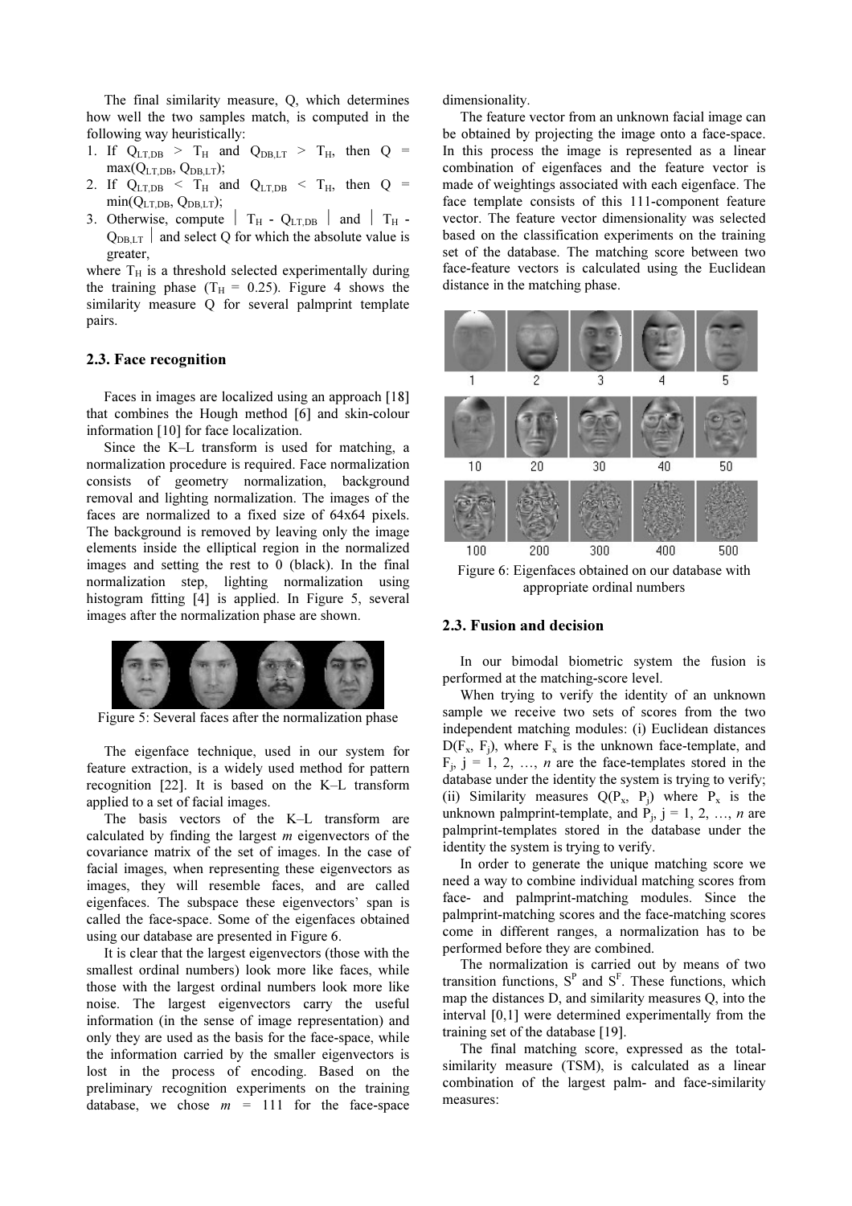The final similarity measure, Q, which determines how well the two samples match, is computed in the following way heuristically:

1. If $Q_{LT,DB} > T_H$ and $Q_{DB,LT} > T_H$, then $Q = \max(Q_{LT,DB}, Q_{DB,LT})$;
2. If $Q_{LT,DB} < T_H$ and $Q_{LT,DB} < T_H$, then $Q = \min(Q_{LT,DB}, Q_{DB,LT})$;
3. Otherwise, compute $| T_H - Q_{LT,DB} |$ and $| T_H - Q_{DB,LT} |$ and select Q for which the absolute value is greater,

where $T_H$ is a threshold selected experimentally during the training phase ($T_H = 0.25$). Figure 4 shows the similarity measure Q for several palmprint template pairs.

## 2.3. Face recognition

Faces in images are localized using an approach [18] that combines the Hough method [6] and skin-colour information [10] for face localization.

Since the K–L transform is used for matching, a normalization procedure is required. Face normalization consists of geometry normalization, background removal and lighting normalization. The images of the faces are normalized to a fixed size of 64x64 pixels. The background is removed by leaving only the image elements inside the elliptical region in the normalized images and setting the rest to 0 (black). In the final normalization step, lighting normalization using histogram fitting [4] is applied. In Figure 5, several images after the normalization phase are shown.

Figure 5: Several faces after the normalization phase

The eigenface technique, used in our system for feature extraction, is a widely used method for pattern recognition [22]. It is based on the K–L transform applied to a set of facial images.

The basis vectors of the K–L transform are calculated by finding the largest $m$ eigenvectors of the covariance matrix of the set of images. In the case of facial images, when representing these eigenvectors as images, they will resemble faces, and are called eigenfaces. The subspace these eigenvectors' span is called the face-space. Some of the eigenfaces obtained using our database are presented in Figure 6.

It is clear that the largest eigenvectors (those with the smallest ordinal numbers) look more like faces, while those with the largest ordinal numbers look more like noise. The largest eigenvectors carry the useful information (in the sense of image representation) and only they are used as the basis for the face-space, while the information carried by the smaller eigenvectors is lost in the process of encoding. Based on the preliminary recognition experiments on the training database, we chose $m = 111$ for the face-space dimensionality.

The feature vector from an unknown facial image can be obtained by projecting the image onto a face-space. In this process the image is represented as a linear combination of eigenfaces and the feature vector is made of weightings associated with each eigenface. The face template consists of this 111-component feature vector. The feature vector dimensionality was selected based on the classification experiments on the training set of the database. The matching score between two face-feature vectors is calculated using the Euclidean distance in the matching phase.

Figure 6: Eigenfaces obtained on our database with appropriate ordinal numbers

## 2.3. Fusion and decision

In our bimodal biometric system the fusion is performed at the matching-score level.

When trying to verify the identity of an unknown sample we receive two sets of scores from the two independent matching modules: (i) Euclidean distances $D(F_x, F_j)$, where $F_x$ is the unknown face-template, and $F_j$, $j = 1, 2, \ldots, n$ are the face-templates stored in the database under the identity the system is trying to verify; (ii) Similarity measures $Q(P_x, P_j)$ where $P_x$ is the unknown palmprint-template, and $P_j$, $j = 1, 2, \ldots, n$ are palmprint-templates stored in the database under the identity the system is trying to verify.

In order to generate the unique matching score we need a way to combine individual matching scores from face- and palmprint-matching modules. Since the palmprint-matching scores and the face-matching scores come in different ranges, a normalization has to be performed before they are combined.

The normalization is carried out by means of two transition functions, $S^P$ and $S^F$. These functions, which map the distances D, and similarity measures Q, into the interval [0,1] were determined experimentally from the training set of the database [19].

The final matching score, expressed as the total-similarity measure (TSM), is calculated as a linear combination of the largest palm- and face-similarity measures: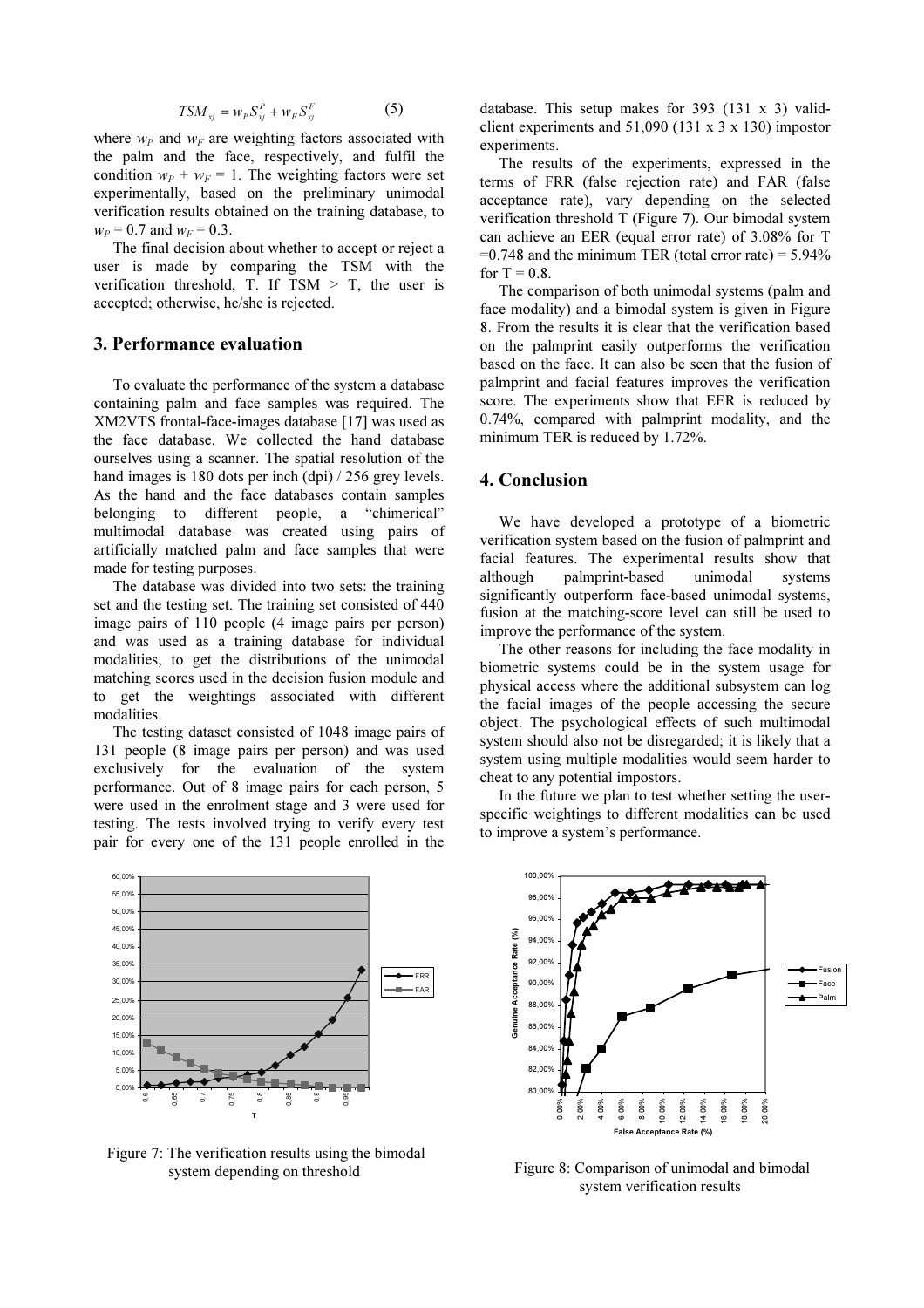$$TSM_{xj} = w_P S_{xj}^P + w_F S_{xj}^F \tag{5}$$

where $w_P$ and $w_F$ are weighting factors associated with the palm and the face, respectively, and fulfil the condition $w_P + w_F = 1$. The weighting factors were set experimentally, based on the preliminary unimodal verification results obtained on the training database, to $w_P = 0.7$ and $w_F = 0.3$.

The final decision about whether to accept or reject a user is made by comparing the TSM with the verification threshold, T. If TSM > T, the user is accepted; otherwise, he/she is rejected.

## 3. Performance evaluation

To evaluate the performance of the system a database containing palm and face samples was required. The XM2VTS frontal-face-images database [17] was used as the face database. We collected the hand database ourselves using a scanner. The spatial resolution of the hand images is 180 dots per inch (dpi) / 256 grey levels. As the hand and the face databases contain samples belonging to different people, a "chimerical" multimodal database was created using pairs of artificially matched palm and face samples that were made for testing purposes.

The database was divided into two sets: the training set and the testing set. The training set consisted of 440 image pairs of 110 people (4 image pairs per person) and was used as a training database for individual modalities, to get the distributions of the unimodal matching scores used in the decision fusion module and to get the weightings associated with different modalities.

The testing dataset consisted of 1048 image pairs of 131 people (8 image pairs per person) and was used exclusively for the evaluation of the system performance. Out of 8 image pairs for each person, 5 were used in the enrolment stage and 3 were used for testing. The tests involved trying to verify every test pair for every one of the 131 people enrolled in the database. This setup makes for 393 (131 x 3) valid-client experiments and 51,090 (131 x 3 x 130) impostor experiments.

The results of the experiments, expressed in the terms of FRR (false rejection rate) and FAR (false acceptance rate), vary depending on the selected verification threshold T (Figure 7). Our bimodal system can achieve an EER (equal error rate) of 3.08% for T =0.748 and the minimum TER (total error rate) = 5.94% for T = 0.8.

The comparison of both unimodal systems (palm and face modality) and a bimodal system is given in Figure 8. From the results it is clear that the verification based on the palmprint easily outperforms the verification based on the face. It can also be seen that the fusion of palmprint and facial features improves the verification score. The experiments show that EER is reduced by 0.74%, compared with palmprint modality, and the minimum TER is reduced by 1.72%.

## 4. Conclusion

We have developed a prototype of a biometric verification system based on the fusion of palmprint and facial features. The experimental results show that although palmprint-based unimodal systems significantly outperform face-based unimodal systems, fusion at the matching-score level can still be used to improve the performance of the system.

The other reasons for including the face modality in biometric systems could be in the system usage for physical access where the additional subsystem can log the facial images of the people accessing the secure object. The psychological effects of such multimodal system should also not be disregarded; it is likely that a system using multiple modalities would seem harder to cheat to any potential impostors.

In the future we plan to test whether setting the user-specific weightings to different modalities can be used to improve a system's performance.

Figure 7: The verification results using the bimodal system depending on threshold

Figure 8: Comparison of unimodal and bimodal system verification results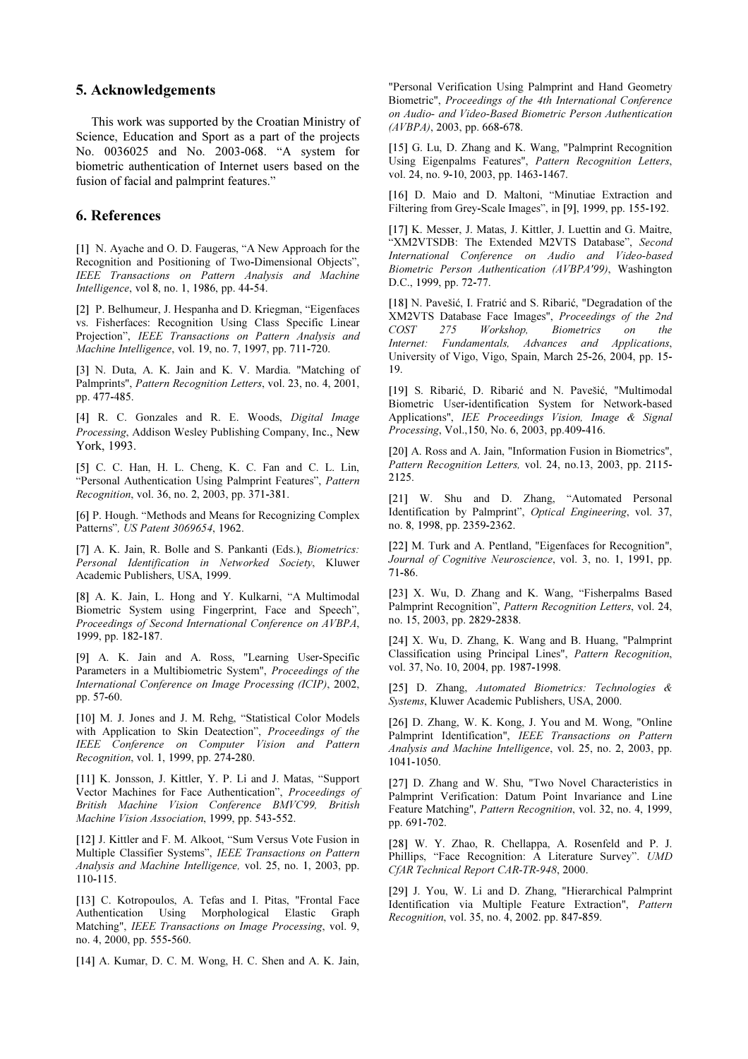## 5. Acknowledgements

This work was supported by the Croatian Ministry of Science, Education and Sport as a part of the projects No. 0036025 and No. 2003-068. "A system for biometric authentication of Internet users based on the fusion of facial and palmprint features."

## 6. References

[1] N. Ayache and O. D. Faugeras, "A New Approach for the Recognition and Positioning of Two-Dimensional Objects", *IEEE Transactions on Pattern Analysis and Machine Intelligence*, vol 8, no. 1, 1986, pp. 44-54.

[2] P. Belhumeur, J. Hespanha and D. Kriegman, "Eigenfaces vs. Fisherfaces: Recognition Using Class Specific Linear Projection", *IEEE Transactions on Pattern Analysis and Machine Intelligence*, vol. 19, no. 7, 1997, pp. 711-720.

[3] N. Duta, A. K. Jain and K. V. Mardia. "Matching of Palmprints", *Pattern Recognition Letters*, vol. 23, no. 4, 2001, pp. 477-485.

[4] R. C. Gonzales and R. E. Woods, *Digital Image Processing*, Addison Wesley Publishing Company, Inc., New York, 1993.

[5] C. C. Han, H. L. Cheng, K. C. Fan and C. L. Lin, "Personal Authentication Using Palmprint Features", *Pattern Recognition*, vol. 36, no. 2, 2003, pp. 371-381.

[6] P. Hough. "Methods and Means for Recognizing Complex Patterns", *US Patent 3069654*, 1962.

[7] A. K. Jain, R. Bolle and S. Pankanti (Eds.), *Biometrics: Personal Identification in Networked Society*, Kluwer Academic Publishers, USA, 1999.

[8] A. K. Jain, L. Hong and Y. Kulkarni, "A Multimodal Biometric System using Fingerprint, Face and Speech", *Proceedings of Second International Conference on AVBPA*, 1999, pp. 182-187.

[9] A. K. Jain and A. Ross, "Learning User-Specific Parameters in a Multibiometric System", *Proceedings of the International Conference on Image Processing (ICIP)*, 2002, pp. 57-60.

[10] M. J. Jones and J. M. Rehg, "Statistical Color Models with Application to Skin Deatection", *Proceedings of the IEEE Conference on Computer Vision and Pattern Recognition*, vol. 1, 1999, pp. 274-280.

[11] K. Jonsson, J. Kittler, Y. P. Li and J. Matas, "Support Vector Machines for Face Authentication", *Proceedings of British Machine Vision Conference BMVC99, British Machine Vision Association*, 1999, pp. 543-552.

[12] J. Kittler and F. M. Alkoot, "Sum Versus Vote Fusion in Multiple Classifier Systems", *IEEE Transactions on Pattern Analysis and Machine Intelligence,* vol. 25, no. 1, 2003, pp. 110-115.

[13] C. Kotropoulos, A. Tefas and I. Pitas, "Frontal Face Authentication Using Morphological Elastic Graph Matching", *IEEE Transactions on Image Processing*, vol. 9, no. 4, 2000, pp. 555-560.

[14] A. Kumar, D. C. M. Wong, H. C. Shen and A. K. Jain, "Personal Verification Using Palmprint and Hand Geometry Biometric", *Proceedings of the 4th International Conference on Audio- and Video-Based Biometric Person Authentication (AVBPA)*, 2003, pp. 668-678.

[15] G. Lu, D. Zhang and K. Wang, "Palmprint Recognition Using Eigenpalms Features", *Pattern Recognition Letters*, vol. 24, no. 9-10, 2003, pp. 1463-1467.

[16] D. Maio and D. Maltoni, "Minutiae Extraction and Filtering from Grey-Scale Images", in [9], 1999, pp. 155-192.

[17] K. Messer, J. Matas, J. Kittler, J. Luettin and G. Maitre, "XM2VTSDB: The Extended M2VTS Database", *Second International Conference on Audio and Video-based Biometric Person Authentication (AVBPA'99)*, Washington D.C., 1999, pp. 72-77.

[18] N. Pavešić, I. Fratrić and S. Ribarić, "Degradation of the XM2VTS Database Face Images", *Proceedings of the 2nd COST 275 Workshop, Biometrics on the Internet: Fundamentals, Advances and Applications*, University of Vigo, Vigo, Spain, March 25-26, 2004, pp. 15-19.

[19] S. Ribarić, D. Ribarić and N. Pavešić, "Multimodal Biometric User-identification System for Network-based Applications", *IEE Proceedings Vision, Image & Signal Processing*, Vol.,150, No. 6, 2003, pp.409-416.

[20] A. Ross and A. Jain, "Information Fusion in Biometrics", *Pattern Recognition Letters,* vol. 24, no.13, 2003, pp. 2115-2125.

[21] W. Shu and D. Zhang, "Automated Personal Identification by Palmprint", *Optical Engineering*, vol. 37, no. 8, 1998, pp. 2359-2362.

[22] M. Turk and A. Pentland, "Eigenfaces for Recognition", *Journal of Cognitive Neuroscience*, vol. 3, no. 1, 1991, pp. 71-86.

[23] X. Wu, D. Zhang and K. Wang, "Fisherpalms Based Palmprint Recognition", *Pattern Recognition Letters*, vol. 24, no. 15, 2003, pp. 2829-2838.

[24] X. Wu, D. Zhang, K. Wang and B. Huang, "Palmprint Classification using Principal Lines", *Pattern Recognition*, vol. 37, No. 10, 2004, pp. 1987-1998.

[25] D. Zhang, *Automated Biometrics: Technologies & Systems*, Kluwer Academic Publishers, USA, 2000.

[26] D. Zhang, W. K. Kong, J. You and M. Wong, "Online Palmprint Identification", *IEEE Transactions on Pattern Analysis and Machine Intelligence*, vol. 25, no. 2, 2003, pp. 1041-1050.

[27] D. Zhang and W. Shu, "Two Novel Characteristics in Palmprint Verification: Datum Point Invariance and Line Feature Matching", *Pattern Recognition*, vol. 32, no. 4, 1999, pp. 691-702.

[28] W. Y. Zhao, R. Chellappa, A. Rosenfeld and P. J. Phillips, "Face Recognition: A Literature Survey". *UMD CfAR Technical Report CAR-TR-948*, 2000.

[29] J. You, W. Li and D. Zhang, "Hierarchical Palmprint Identification via Multiple Feature Extraction", *Pattern Recognition*, vol. 35, no. 4, 2002. pp. 847-859.